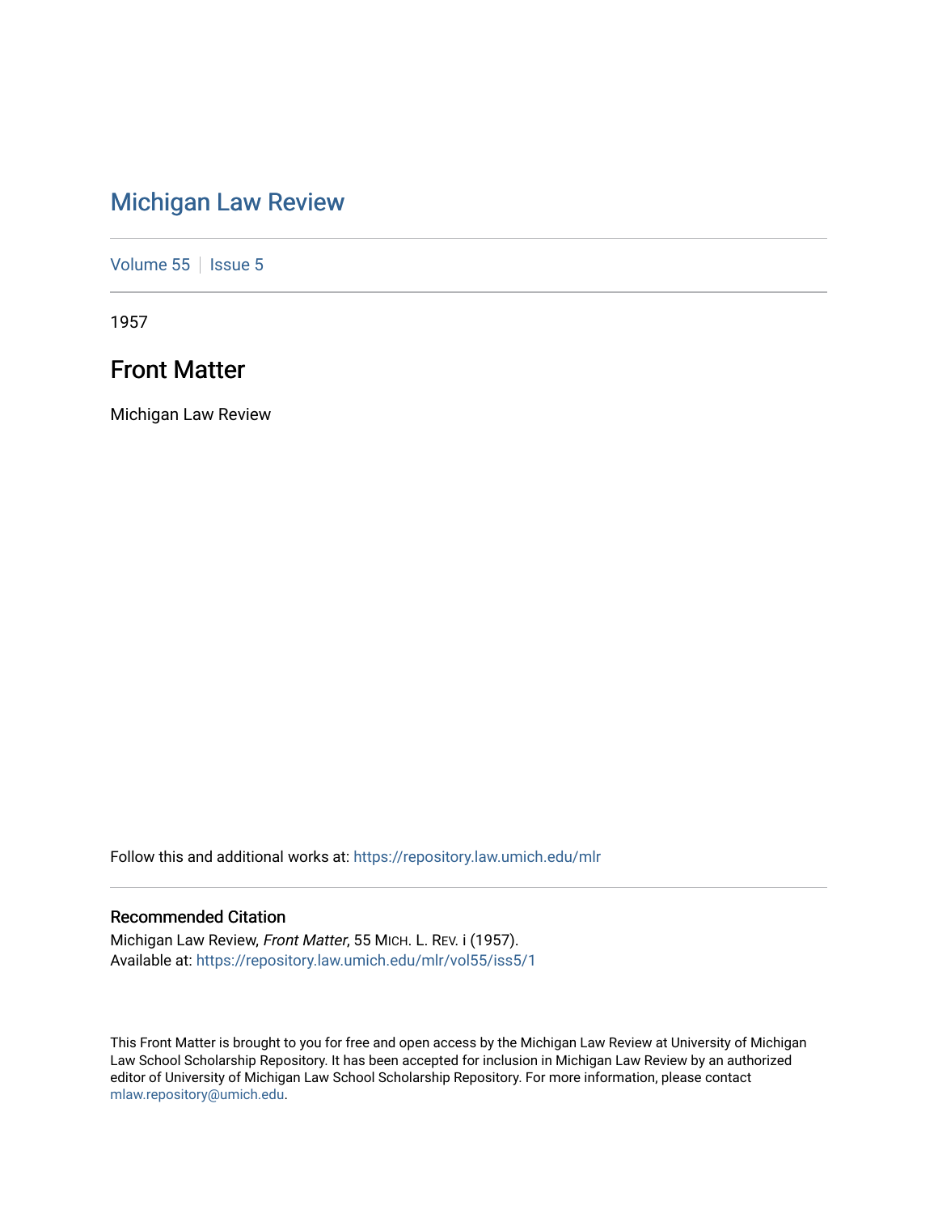# Michigan Law Review

Volume 55 | Issue 5

1957

## Front Matter

Michigan Law Review

Follow this and additional works at: https://repository.law.umich.edu/mlr

### Recommended Citation

Michigan Law Review, *Front Matter*, 55 MICH. L. REV. i (1957).
Available at: https://repository.law.umich.edu/mlr/vol55/iss5/1

This Front Matter is brought to you for free and open access by the Michigan Law Review at University of Michigan Law School Scholarship Repository. It has been accepted for inclusion in Michigan Law Review by an authorized editor of University of Michigan Law School Scholarship Repository. For more information, please contact mlaw.repository@umich.edu.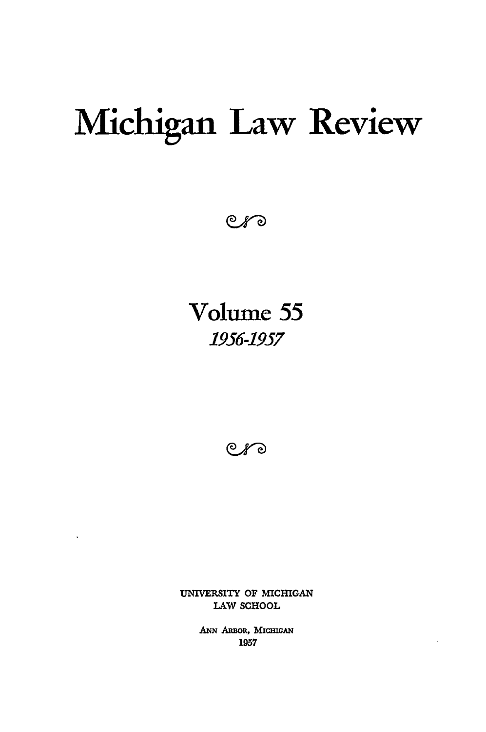# Michigan Law Review

Volume 55

*1956-1957*

UNIVERSITY OF MICHIGAN
LAW SCHOOL

ANN ARBOR, MICHIGAN
1957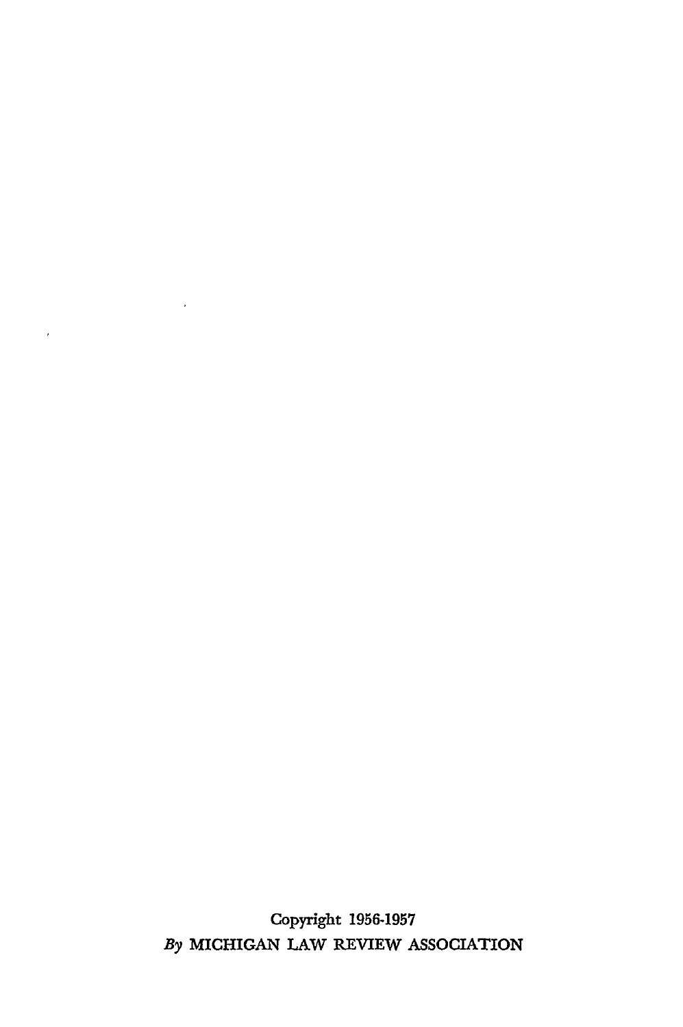Copyright 1956-1957

*By* MICHIGAN LAW REVIEW ASSOCIATION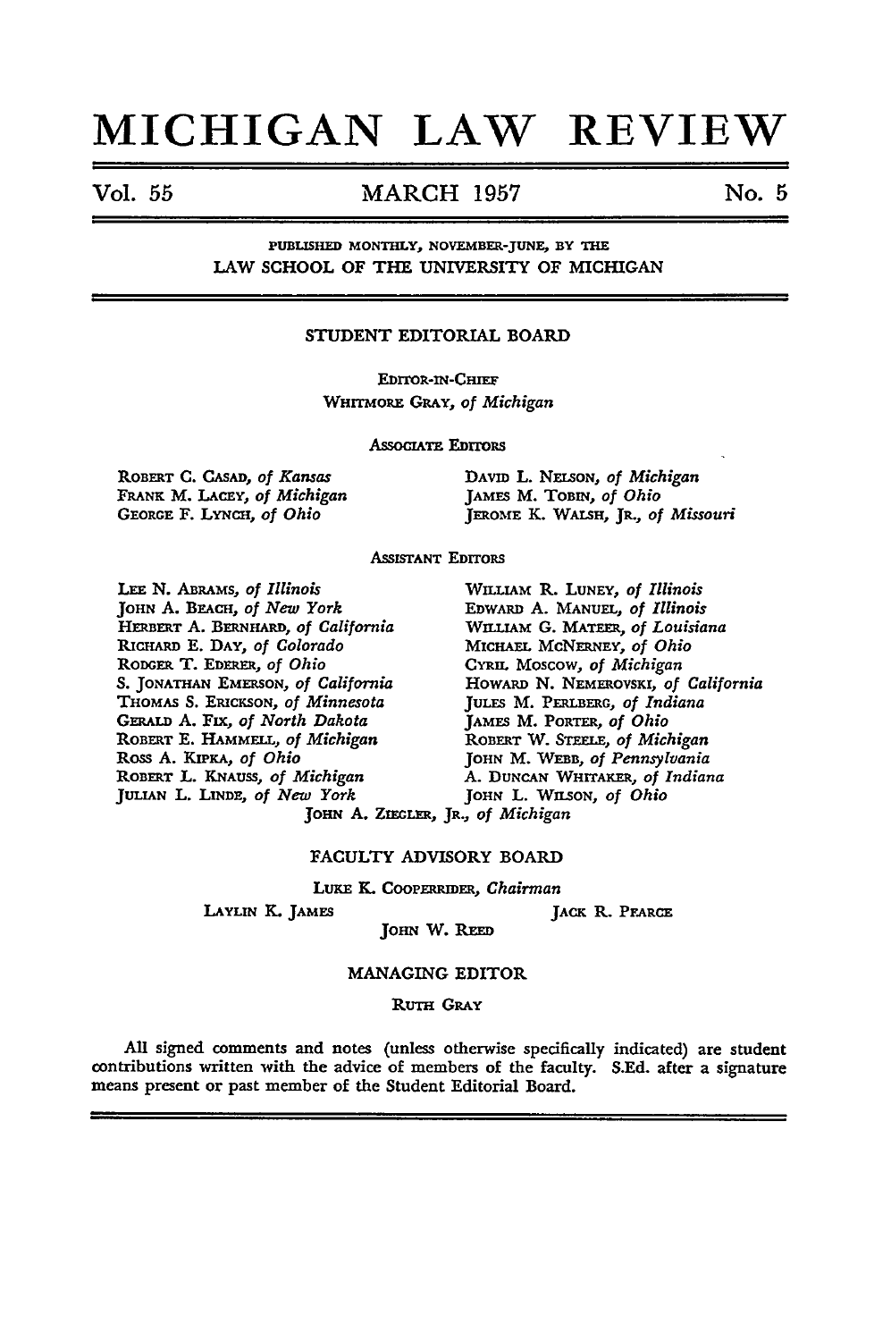# MICHIGAN LAW REVIEW

Vol. 55 | MARCH 1957 | No. 5

PUBLISHED MONTHLY, NOVEMBER-JUNE, BY THE
LAW SCHOOL OF THE UNIVERSITY OF MICHIGAN

## STUDENT EDITORIAL BOARD

EDITOR-IN-CHIEF

WHITMORE GRAY, *of Michigan*

ASSOCIATE EDITORS

ROBERT C. CASAD, *of Kansas*
FRANK M. LACEY, *of Michigan*
GEORGE F. LYNCH, *of Ohio*
DAVID L. NELSON, *of Michigan*
JAMES M. TOBIN, *of Ohio*
JEROME K. WALSH, JR., *of Missouri*

ASSISTANT EDITORS

LEE N. ABRAMS, *of Illinois*
JOHN A. BEACH, *of New York*
HERBERT A. BERNHARD, *of California*
RICHARD E. DAY, *of Colorado*
RODGER T. EDERER, *of Ohio*
S. JONATHAN EMERSON, *of California*
THOMAS S. ERICKSON, *of Minnesota*
GERALD A. FIX, *of North Dakota*
ROBERT E. HAMMELL, *of Michigan*
ROSS A. KIPKA, *of Ohio*
ROBERT L. KNAUSS, *of Michigan*
JULIAN L. LINDE, *of New York*
WILLIAM R. LUNEY, *of Illinois*
EDWARD A. MANUEL, *of Illinois*
WILLIAM G. MATEER, *of Louisiana*
MICHAEL MCNERNEY, *of Ohio*
CYRIL MOSCOW, *of Michigan*
HOWARD N. NEMEROVSKI, *of California*
JULES M. PERLBERG, *of Indiana*
JAMES M. PORTER, *of Ohio*
ROBERT W. STEELE, *of Michigan*
JOHN M. WEBB, *of Pennsylvania*
A. DUNCAN WHITAKER, *of Indiana*
JOHN L. WILSON, *of Ohio*
JOHN A. ZIEGLER, JR., *of Michigan*

## FACULTY ADVISORY BOARD

LUKE K. COOPERRIDER, *Chairman*

LAYLIN K. JAMES
JACK R. PEARCE
JOHN W. REED

## MANAGING EDITOR

RUTH GRAY

All signed comments and notes (unless otherwise specifically indicated) are student contributions written with the advice of members of the faculty. S.Ed. after a signature means present or past member of the Student Editorial Board.